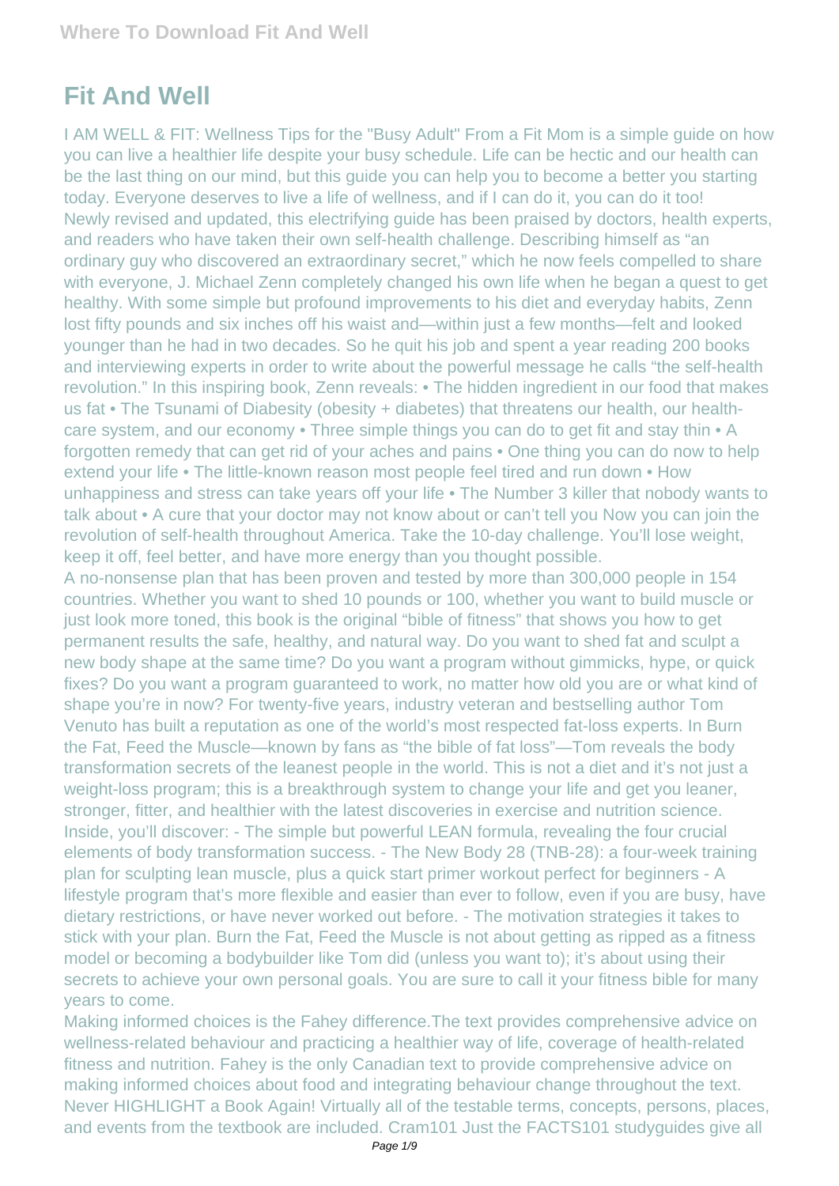# Fit And Well

I AM WELL & FIT: Wellness Tips for the "Busy Adult" From a Fit Mom is a simple guide on how you can live a healthier life despite your busy schedule. Life can be hectic and our health can be the last thing on our mind, but this guide you can help you to become a better you starting today. Everyone deserves to live a life of wellness, and if I can do it, you can do it too!

Newly revised and updated, this electrifying guide has been praised by doctors, health experts, and readers who have taken their own self-health challenge. Describing himself as "an ordinary guy who discovered an extraordinary secret," which he now feels compelled to share with everyone, J. Michael Zenn completely changed his own life when he began a quest to get healthy. With some simple but profound improvements to his diet and everyday habits, Zenn lost fifty pounds and six inches off his waist and—within just a few months—felt and looked younger than he had in two decades. So he quit his job and spent a year reading 200 books and interviewing experts in order to write about the powerful message he calls "the self-health revolution." In this inspiring book, Zenn reveals: • The hidden ingredient in our food that makes us fat • The Tsunami of Diabesity (obesity + diabetes) that threatens our health, our health-care system, and our economy • Three simple things you can do to get fit and stay thin • A forgotten remedy that can get rid of your aches and pains • One thing you can do now to help extend your life • The little-known reason most people feel tired and run down • How unhappiness and stress can take years off your life • The Number 3 killer that nobody wants to talk about • A cure that your doctor may not know about or can't tell you Now you can join the revolution of self-health throughout America. Take the 10-day challenge. You'll lose weight, keep it off, feel better, and have more energy than you thought possible.

A no-nonsense plan that has been proven and tested by more than 300,000 people in 154 countries. Whether you want to shed 10 pounds or 100, whether you want to build muscle or just look more toned, this book is the original "bible of fitness" that shows you how to get permanent results the safe, healthy, and natural way. Do you want to shed fat and sculpt a new body shape at the same time? Do you want a program without gimmicks, hype, or quick fixes? Do you want a program guaranteed to work, no matter how old you are or what kind of shape you're in now? For twenty-five years, industry veteran and bestselling author Tom Venuto has built a reputation as one of the world's most respected fat-loss experts. In Burn the Fat, Feed the Muscle—known by fans as "the bible of fat loss"—Tom reveals the body transformation secrets of the leanest people in the world. This is not a diet and it's not just a weight-loss program; this is a breakthrough system to change your life and get you leaner, stronger, fitter, and healthier with the latest discoveries in exercise and nutrition science. Inside, you'll discover: - The simple but powerful LEAN formula, revealing the four crucial elements of body transformation success. - The New Body 28 (TNB-28): a four-week training plan for sculpting lean muscle, plus a quick start primer workout perfect for beginners - A lifestyle program that's more flexible and easier than ever to follow, even if you are busy, have dietary restrictions, or have never worked out before. - The motivation strategies it takes to stick with your plan. Burn the Fat, Feed the Muscle is not about getting as ripped as a fitness model or becoming a bodybuilder like Tom did (unless you want to); it's about using their secrets to achieve your own personal goals. You are sure to call it your fitness bible for many years to come.

Making informed choices is the Fahey difference.The text provides comprehensive advice on wellness-related behaviour and practicing a healthier way of life, coverage of health-related fitness and nutrition. Fahey is the only Canadian text to provide comprehensive advice on making informed choices about food and integrating behaviour change throughout the text.

Never HIGHLIGHT a Book Again! Virtually all of the testable terms, concepts, persons, places, and events from the textbook are included. Cram101 Just the FACTS101 studyguides give all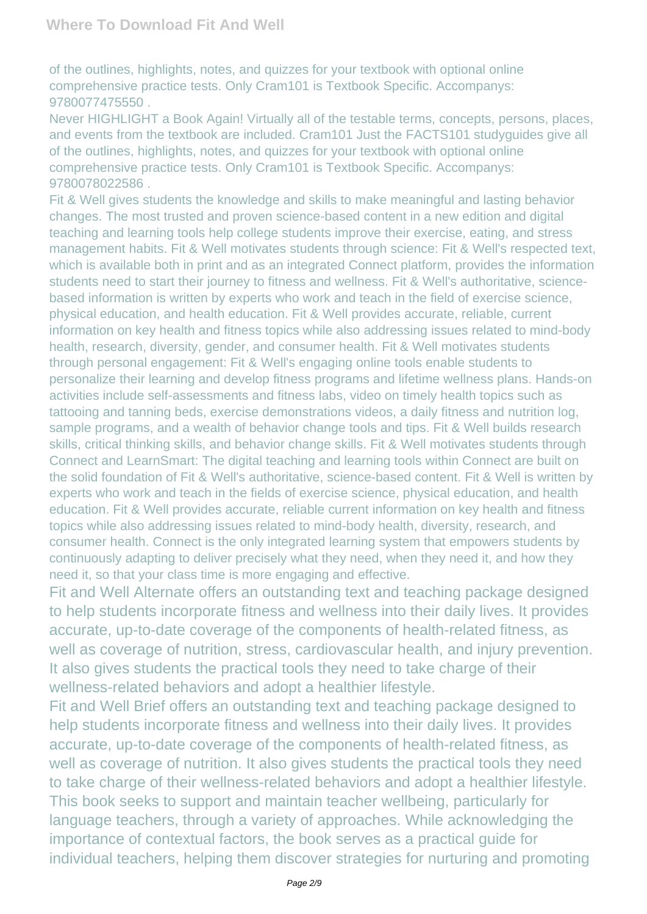of the outlines, highlights, notes, and quizzes for your textbook with optional online comprehensive practice tests. Only Cram101 is Textbook Specific. Accompanys: 9780077475550 .

Never HIGHLIGHT a Book Again! Virtually all of the testable terms, concepts, persons, places, and events from the textbook are included. Cram101 Just the FACTS101 studyguides give all of the outlines, highlights, notes, and quizzes for your textbook with optional online comprehensive practice tests. Only Cram101 is Textbook Specific. Accompanys: 9780078022586 .

Fit & Well gives students the knowledge and skills to make meaningful and lasting behavior changes. The most trusted and proven science-based content in a new edition and digital teaching and learning tools help college students improve their exercise, eating, and stress management habits. Fit & Well motivates students through science: Fit & Well's respected text, which is available both in print and as an integrated Connect platform, provides the information students need to start their journey to fitness and wellness. Fit & Well's authoritative, science-based information is written by experts who work and teach in the field of exercise science, physical education, and health education. Fit & Well provides accurate, reliable, current information on key health and fitness topics while also addressing issues related to mind-body health, research, diversity, gender, and consumer health. Fit & Well motivates students through personal engagement: Fit & Well's engaging online tools enable students to personalize their learning and develop fitness programs and lifetime wellness plans. Hands-on activities include self-assessments and fitness labs, video on timely health topics such as tattooing and tanning beds, exercise demonstrations videos, a daily fitness and nutrition log, sample programs, and a wealth of behavior change tools and tips. Fit & Well builds research skills, critical thinking skills, and behavior change skills. Fit & Well motivates students through Connect and LearnSmart: The digital teaching and learning tools within Connect are built on the solid foundation of Fit & Well's authoritative, science-based content. Fit & Well is written by experts who work and teach in the fields of exercise science, physical education, and health education. Fit & Well provides accurate, reliable current information on key health and fitness topics while also addressing issues related to mind-body health, diversity, research, and consumer health. Connect is the only integrated learning system that empowers students by continuously adapting to deliver precisely what they need, when they need it, and how they need it, so that your class time is more engaging and effective.

Fit and Well Alternate offers an outstanding text and teaching package designed to help students incorporate fitness and wellness into their daily lives. It provides accurate, up-to-date coverage of the components of health-related fitness, as well as coverage of nutrition, stress, cardiovascular health, and injury prevention. It also gives students the practical tools they need to take charge of their wellness-related behaviors and adopt a healthier lifestyle.

Fit and Well Brief offers an outstanding text and teaching package designed to help students incorporate fitness and wellness into their daily lives. It provides accurate, up-to-date coverage of the components of health-related fitness, as well as coverage of nutrition. It also gives students the practical tools they need to take charge of their wellness-related behaviors and adopt a healthier lifestyle.

This book seeks to support and maintain teacher wellbeing, particularly for language teachers, through a variety of approaches. While acknowledging the importance of contextual factors, the book serves as a practical guide for individual teachers, helping them discover strategies for nurturing and promoting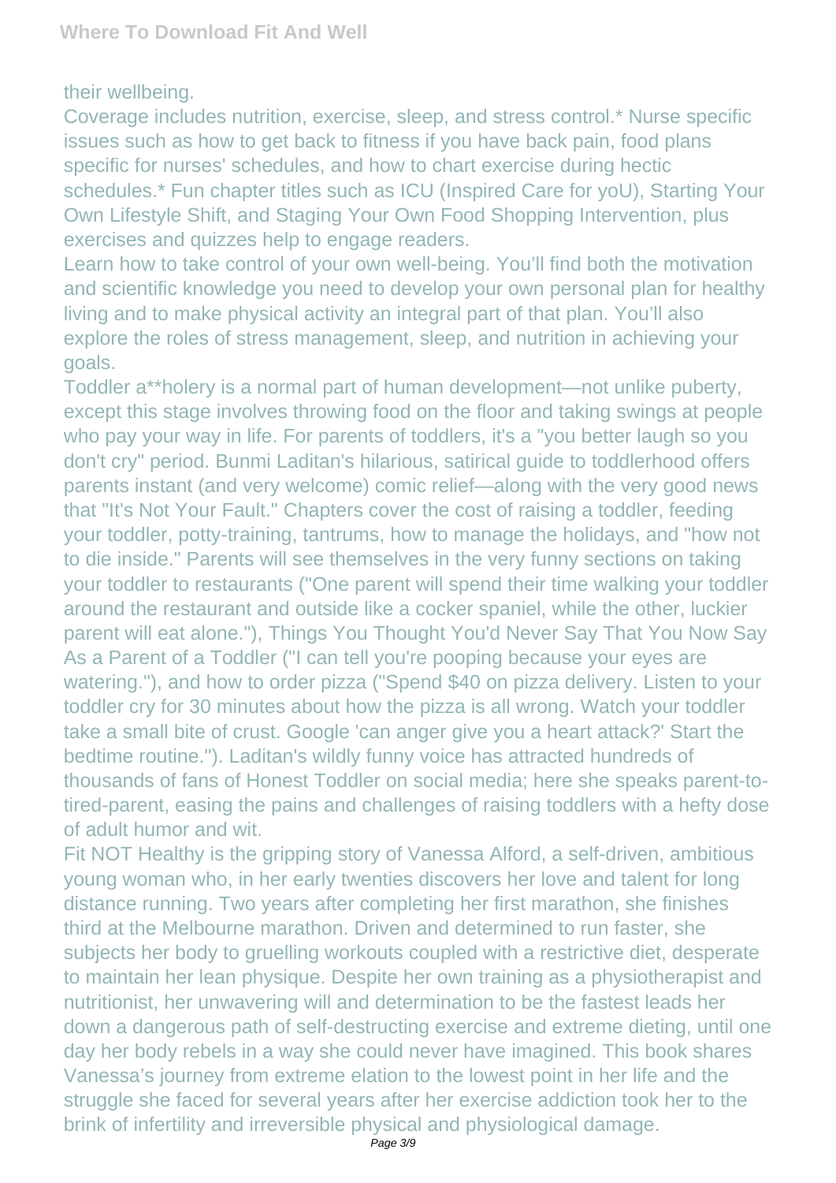their wellbeing.

Coverage includes nutrition, exercise, sleep, and stress control.* Nurse specific issues such as how to get back to fitness if you have back pain, food plans specific for nurses' schedules, and how to chart exercise during hectic schedules.* Fun chapter titles such as ICU (Inspired Care for yoU), Starting Your Own Lifestyle Shift, and Staging Your Own Food Shopping Intervention, plus exercises and quizzes help to engage readers.

Learn how to take control of your own well-being. You'll find both the motivation and scientific knowledge you need to develop your own personal plan for healthy living and to make physical activity an integral part of that plan. You'll also explore the roles of stress management, sleep, and nutrition in achieving your goals.

Toddler a**holery is a normal part of human development—not unlike puberty, except this stage involves throwing food on the floor and taking swings at people who pay your way in life. For parents of toddlers, it's a "you better laugh so you don't cry" period. Bunmi Laditan's hilarious, satirical guide to toddlerhood offers parents instant (and very welcome) comic relief—along with the very good news that "It's Not Your Fault." Chapters cover the cost of raising a toddler, feeding your toddler, potty-training, tantrums, how to manage the holidays, and "how not to die inside." Parents will see themselves in the very funny sections on taking your toddler to restaurants ("One parent will spend their time walking your toddler around the restaurant and outside like a cocker spaniel, while the other, luckier parent will eat alone."), Things You Thought You'd Never Say That You Now Say As a Parent of a Toddler ("I can tell you're pooping because your eyes are watering."), and how to order pizza ("Spend $40 on pizza delivery. Listen to your toddler cry for 30 minutes about how the pizza is all wrong. Watch your toddler take a small bite of crust. Google 'can anger give you a heart attack?' Start the bedtime routine."). Laditan's wildly funny voice has attracted hundreds of thousands of fans of Honest Toddler on social media; here she speaks parent-to-tired-parent, easing the pains and challenges of raising toddlers with a hefty dose of adult humor and wit.

Fit NOT Healthy is the gripping story of Vanessa Alford, a self-driven, ambitious young woman who, in her early twenties discovers her love and talent for long distance running. Two years after completing her first marathon, she finishes third at the Melbourne marathon. Driven and determined to run faster, she subjects her body to gruelling workouts coupled with a restrictive diet, desperate to maintain her lean physique. Despite her own training as a physiotherapist and nutritionist, her unwavering will and determination to be the fastest leads her down a dangerous path of self-destructing exercise and extreme dieting, until one day her body rebels in a way she could never have imagined. This book shares Vanessa's journey from extreme elation to the lowest point in her life and the struggle she faced for several years after her exercise addiction took her to the brink of infertility and irreversible physical and physiological damage.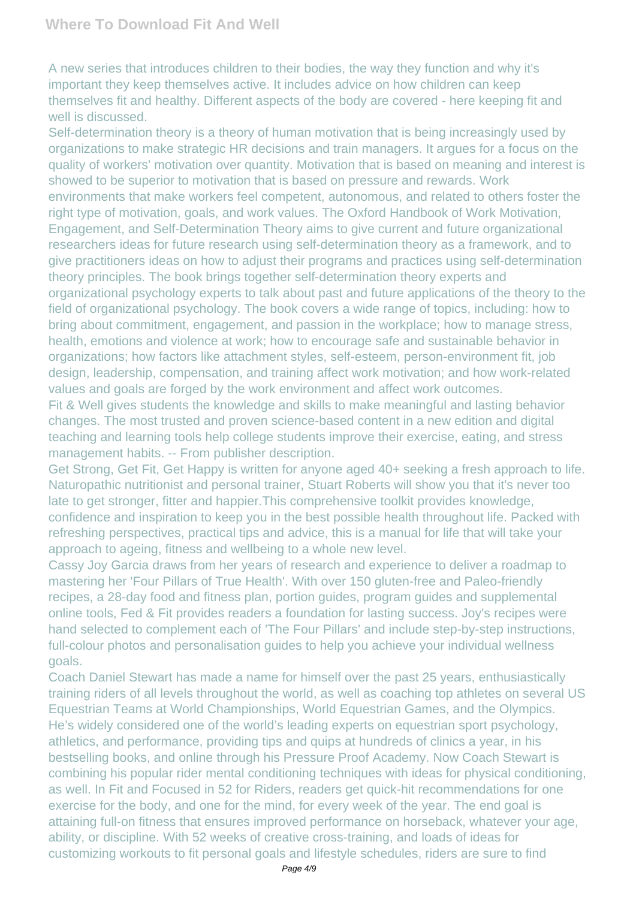A new series that introduces children to their bodies, the way they function and why it's important they keep themselves active. It includes advice on how children can keep themselves fit and healthy. Different aspects of the body are covered - here keeping fit and well is discussed.

Self-determination theory is a theory of human motivation that is being increasingly used by organizations to make strategic HR decisions and train managers. It argues for a focus on the quality of workers' motivation over quantity. Motivation that is based on meaning and interest is showed to be superior to motivation that is based on pressure and rewards. Work environments that make workers feel competent, autonomous, and related to others foster the right type of motivation, goals, and work values. The Oxford Handbook of Work Motivation, Engagement, and Self-Determination Theory aims to give current and future organizational researchers ideas for future research using self-determination theory as a framework, and to give practitioners ideas on how to adjust their programs and practices using self-determination theory principles. The book brings together self-determination theory experts and organizational psychology experts to talk about past and future applications of the theory to the field of organizational psychology. The book covers a wide range of topics, including: how to bring about commitment, engagement, and passion in the workplace; how to manage stress, health, emotions and violence at work; how to encourage safe and sustainable behavior in organizations; how factors like attachment styles, self-esteem, person-environment fit, job design, leadership, compensation, and training affect work motivation; and how work-related values and goals are forged by the work environment and affect work outcomes.

Fit & Well gives students the knowledge and skills to make meaningful and lasting behavior changes. The most trusted and proven science-based content in a new edition and digital teaching and learning tools help college students improve their exercise, eating, and stress management habits. -- From publisher description.

Get Strong, Get Fit, Get Happy is written for anyone aged 40+ seeking a fresh approach to life. Naturopathic nutritionist and personal trainer, Stuart Roberts will show you that it's never too late to get stronger, fitter and happier.This comprehensive toolkit provides knowledge, confidence and inspiration to keep you in the best possible health throughout life. Packed with refreshing perspectives, practical tips and advice, this is a manual for life that will take your approach to ageing, fitness and wellbeing to a whole new level.

Cassy Joy Garcia draws from her years of research and experience to deliver a roadmap to mastering her 'Four Pillars of True Health'. With over 150 gluten-free and Paleo-friendly recipes, a 28-day food and fitness plan, portion guides, program guides and supplemental online tools, Fed & Fit provides readers a foundation for lasting success. Joy's recipes were hand selected to complement each of 'The Four Pillars' and include step-by-step instructions, full-colour photos and personalisation guides to help you achieve your individual wellness goals.

Coach Daniel Stewart has made a name for himself over the past 25 years, enthusiastically training riders of all levels throughout the world, as well as coaching top athletes on several US Equestrian Teams at World Championships, World Equestrian Games, and the Olympics. He's widely considered one of the world's leading experts on equestrian sport psychology, athletics, and performance, providing tips and quips at hundreds of clinics a year, in his bestselling books, and online through his Pressure Proof Academy. Now Coach Stewart is combining his popular rider mental conditioning techniques with ideas for physical conditioning, as well. In Fit and Focused in 52 for Riders, readers get quick-hit recommendations for one exercise for the body, and one for the mind, for every week of the year. The end goal is attaining full-on fitness that ensures improved performance on horseback, whatever your age, ability, or discipline. With 52 weeks of creative cross-training, and loads of ideas for customizing workouts to fit personal goals and lifestyle schedules, riders are sure to find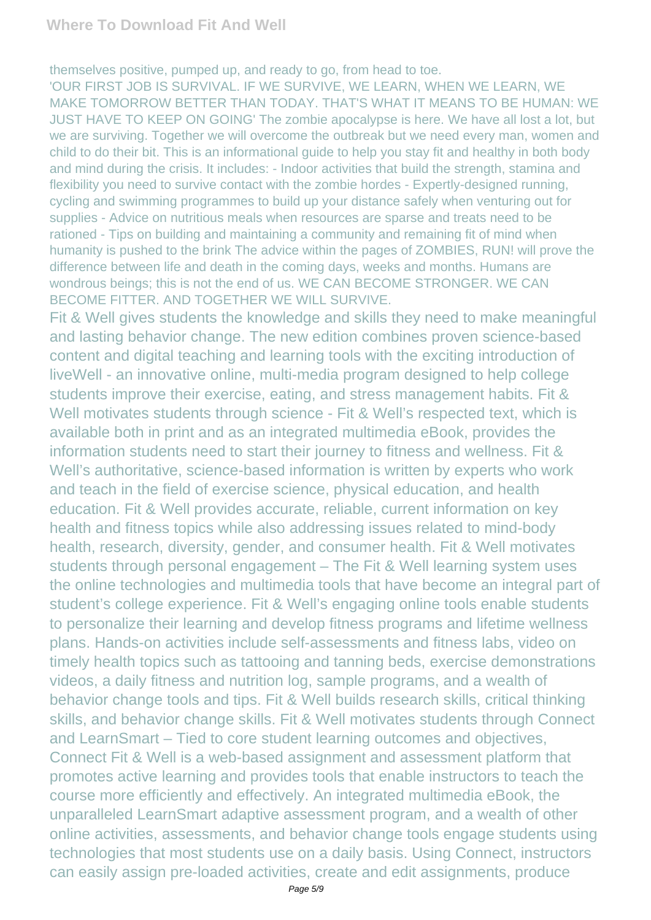themselves positive, pumped up, and ready to go, from head to toe.

'OUR FIRST JOB IS SURVIVAL. IF WE SURVIVE, WE LEARN, WHEN WE LEARN, WE MAKE TOMORROW BETTER THAN TODAY. THAT'S WHAT IT MEANS TO BE HUMAN: WE JUST HAVE TO KEEP ON GOING' The zombie apocalypse is here. We have all lost a lot, but we are surviving. Together we will overcome the outbreak but we need every man, women and child to do their bit. This is an informational guide to help you stay fit and healthy in both body and mind during the crisis. It includes: - Indoor activities that build the strength, stamina and flexibility you need to survive contact with the zombie hordes - Expertly-designed running, cycling and swimming programmes to build up your distance safely when venturing out for supplies - Advice on nutritious meals when resources are sparse and treats need to be rationed - Tips on building and maintaining a community and remaining fit of mind when humanity is pushed to the brink The advice within the pages of ZOMBIES, RUN! will prove the difference between life and death in the coming days, weeks and months. Humans are wondrous beings; this is not the end of us. WE CAN BECOME STRONGER. WE CAN BECOME FITTER. AND TOGETHER WE WILL SURVIVE.

Fit & Well gives students the knowledge and skills they need to make meaningful and lasting behavior change. The new edition combines proven science-based content and digital teaching and learning tools with the exciting introduction of liveWell - an innovative online, multi-media program designed to help college students improve their exercise, eating, and stress management habits. Fit & Well motivates students through science - Fit & Well's respected text, which is available both in print and as an integrated multimedia eBook, provides the information students need to start their journey to fitness and wellness. Fit & Well's authoritative, science-based information is written by experts who work and teach in the field of exercise science, physical education, and health education. Fit & Well provides accurate, reliable, current information on key health and fitness topics while also addressing issues related to mind-body health, research, diversity, gender, and consumer health. Fit & Well motivates students through personal engagement – The Fit & Well learning system uses the online technologies and multimedia tools that have become an integral part of student's college experience. Fit & Well's engaging online tools enable students to personalize their learning and develop fitness programs and lifetime wellness plans. Hands-on activities include self-assessments and fitness labs, video on timely health topics such as tattooing and tanning beds, exercise demonstrations videos, a daily fitness and nutrition log, sample programs, and a wealth of behavior change tools and tips. Fit & Well builds research skills, critical thinking skills, and behavior change skills. Fit & Well motivates students through Connect and LearnSmart – Tied to core student learning outcomes and objectives, Connect Fit & Well is a web-based assignment and assessment platform that promotes active learning and provides tools that enable instructors to teach the course more efficiently and effectively. An integrated multimedia eBook, the unparalleled LearnSmart adaptive assessment program, and a wealth of other online activities, assessments, and behavior change tools engage students using technologies that most students use on a daily basis. Using Connect, instructors can easily assign pre-loaded activities, create and edit assignments, produce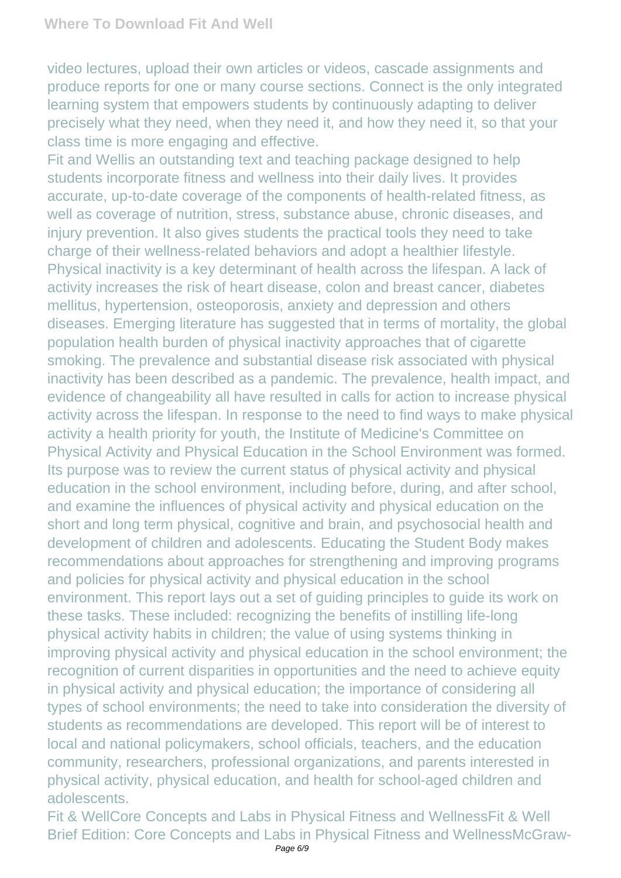video lectures, upload their own articles or videos, cascade assignments and produce reports for one or many course sections. Connect is the only integrated learning system that empowers students by continuously adapting to deliver precisely what they need, when they need it, and how they need it, so that your class time is more engaging and effective.

Fit and Wellis an outstanding text and teaching package designed to help students incorporate fitness and wellness into their daily lives. It provides accurate, up-to-date coverage of the components of health-related fitness, as well as coverage of nutrition, stress, substance abuse, chronic diseases, and injury prevention. It also gives students the practical tools they need to take charge of their wellness-related behaviors and adopt a healthier lifestyle.

Physical inactivity is a key determinant of health across the lifespan. A lack of activity increases the risk of heart disease, colon and breast cancer, diabetes mellitus, hypertension, osteoporosis, anxiety and depression and others diseases. Emerging literature has suggested that in terms of mortality, the global population health burden of physical inactivity approaches that of cigarette smoking. The prevalence and substantial disease risk associated with physical inactivity has been described as a pandemic. The prevalence, health impact, and evidence of changeability all have resulted in calls for action to increase physical activity across the lifespan. In response to the need to find ways to make physical activity a health priority for youth, the Institute of Medicine's Committee on Physical Activity and Physical Education in the School Environment was formed. Its purpose was to review the current status of physical activity and physical education in the school environment, including before, during, and after school, and examine the influences of physical activity and physical education on the short and long term physical, cognitive and brain, and psychosocial health and development of children and adolescents. Educating the Student Body makes recommendations about approaches for strengthening and improving programs and policies for physical activity and physical education in the school environment. This report lays out a set of guiding principles to guide its work on these tasks. These included: recognizing the benefits of instilling life-long physical activity habits in children; the value of using systems thinking in improving physical activity and physical education in the school environment; the recognition of current disparities in opportunities and the need to achieve equity in physical activity and physical education; the importance of considering all types of school environments; the need to take into consideration the diversity of students as recommendations are developed. This report will be of interest to local and national policymakers, school officials, teachers, and the education community, researchers, professional organizations, and parents interested in physical activity, physical education, and health for school-aged children and adolescents.

Fit & WellCore Concepts and Labs in Physical Fitness and WellnessFit & Well Brief Edition: Core Concepts and Labs in Physical Fitness and WellnessMcGraw-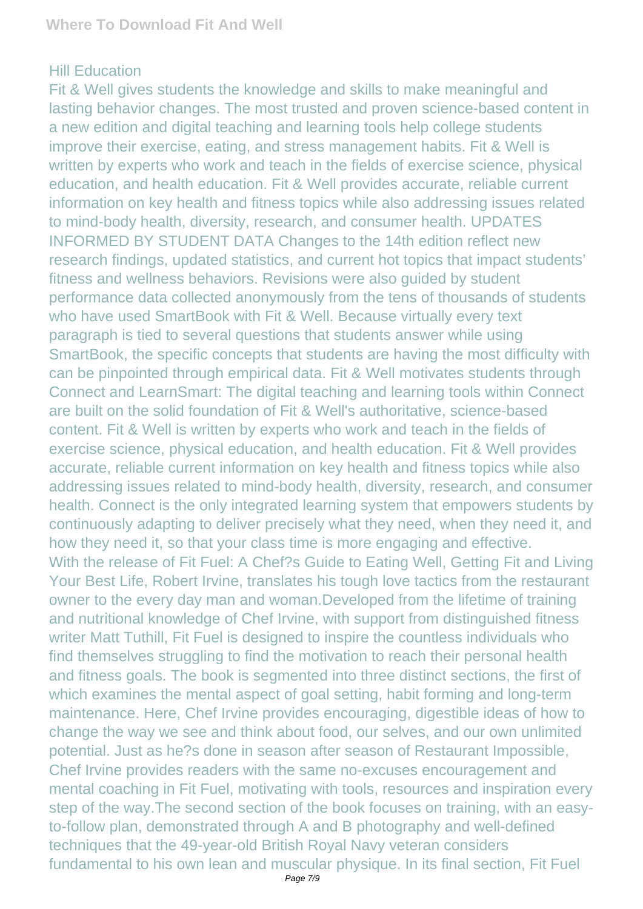Hill Education

Fit & Well gives students the knowledge and skills to make meaningful and lasting behavior changes. The most trusted and proven science-based content in a new edition and digital teaching and learning tools help college students improve their exercise, eating, and stress management habits. Fit & Well is written by experts who work and teach in the fields of exercise science, physical education, and health education. Fit & Well provides accurate, reliable current information on key health and fitness topics while also addressing issues related to mind-body health, diversity, research, and consumer health. UPDATES INFORMED BY STUDENT DATA Changes to the 14th edition reflect new research findings, updated statistics, and current hot topics that impact students' fitness and wellness behaviors. Revisions were also guided by student performance data collected anonymously from the tens of thousands of students who have used SmartBook with Fit & Well. Because virtually every text paragraph is tied to several questions that students answer while using SmartBook, the specific concepts that students are having the most difficulty with can be pinpointed through empirical data. Fit & Well motivates students through Connect and LearnSmart: The digital teaching and learning tools within Connect are built on the solid foundation of Fit & Well's authoritative, science-based content. Fit & Well is written by experts who work and teach in the fields of exercise science, physical education, and health education. Fit & Well provides accurate, reliable current information on key health and fitness topics while also addressing issues related to mind-body health, diversity, research, and consumer health. Connect is the only integrated learning system that empowers students by continuously adapting to deliver precisely what they need, when they need it, and how they need it, so that your class time is more engaging and effective.

With the release of Fit Fuel: A Chef?s Guide to Eating Well, Getting Fit and Living Your Best Life, Robert Irvine, translates his tough love tactics from the restaurant owner to the every day man and woman.Developed from the lifetime of training and nutritional knowledge of Chef Irvine, with support from distinguished fitness writer Matt Tuthill, Fit Fuel is designed to inspire the countless individuals who find themselves struggling to find the motivation to reach their personal health and fitness goals. The book is segmented into three distinct sections, the first of which examines the mental aspect of goal setting, habit forming and long-term maintenance. Here, Chef Irvine provides encouraging, digestible ideas of how to change the way we see and think about food, our selves, and our own unlimited potential. Just as he?s done in season after season of Restaurant Impossible, Chef Irvine provides readers with the same no-excuses encouragement and mental coaching in Fit Fuel, motivating with tools, resources and inspiration every step of the way.The second section of the book focuses on training, with an easy-to-follow plan, demonstrated through A and B photography and well-defined techniques that the 49-year-old British Royal Navy veteran considers fundamental to his own lean and muscular physique. In its final section, Fit Fuel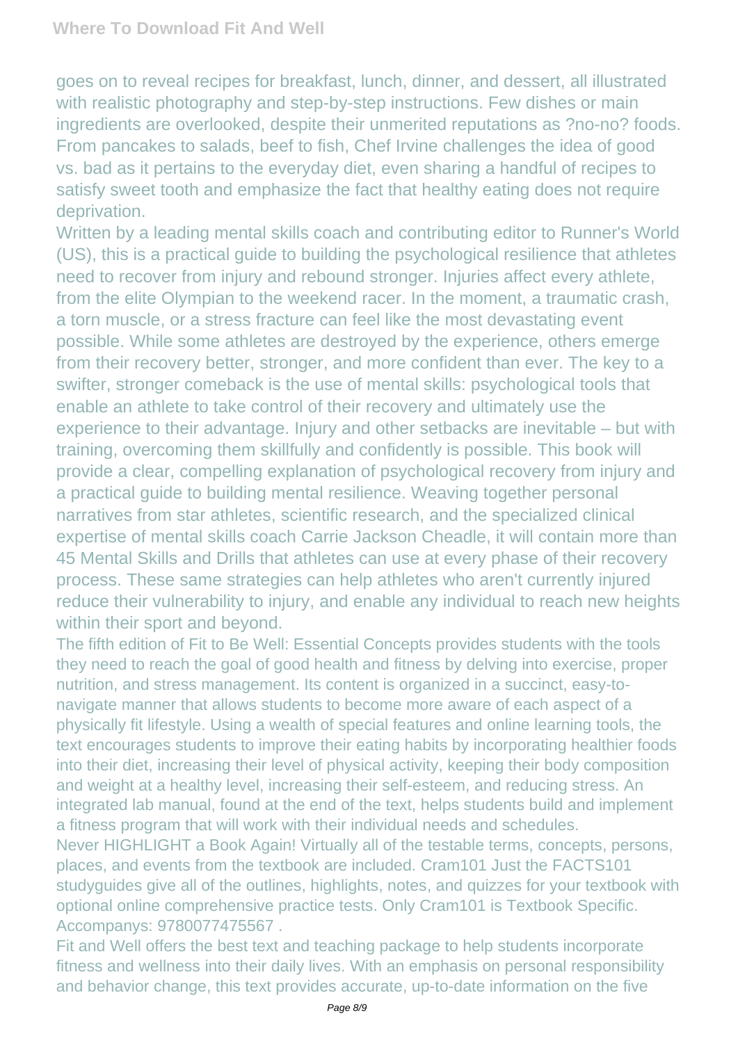goes on to reveal recipes for breakfast, lunch, dinner, and dessert, all illustrated with realistic photography and step-by-step instructions. Few dishes or main ingredients are overlooked, despite their unmerited reputations as ?no-no? foods. From pancakes to salads, beef to fish, Chef Irvine challenges the idea of good vs. bad as it pertains to the everyday diet, even sharing a handful of recipes to satisfy sweet tooth and emphasize the fact that healthy eating does not require deprivation.

Written by a leading mental skills coach and contributing editor to Runner's World (US), this is a practical guide to building the psychological resilience that athletes need to recover from injury and rebound stronger. Injuries affect every athlete, from the elite Olympian to the weekend racer. In the moment, a traumatic crash, a torn muscle, or a stress fracture can feel like the most devastating event possible. While some athletes are destroyed by the experience, others emerge from their recovery better, stronger, and more confident than ever. The key to a swifter, stronger comeback is the use of mental skills: psychological tools that enable an athlete to take control of their recovery and ultimately use the experience to their advantage. Injury and other setbacks are inevitable – but with training, overcoming them skillfully and confidently is possible. This book will provide a clear, compelling explanation of psychological recovery from injury and a practical guide to building mental resilience. Weaving together personal narratives from star athletes, scientific research, and the specialized clinical expertise of mental skills coach Carrie Jackson Cheadle, it will contain more than 45 Mental Skills and Drills that athletes can use at every phase of their recovery process. These same strategies can help athletes who aren't currently injured reduce their vulnerability to injury, and enable any individual to reach new heights within their sport and beyond.

The fifth edition of Fit to Be Well: Essential Concepts provides students with the tools they need to reach the goal of good health and fitness by delving into exercise, proper nutrition, and stress management. Its content is organized in a succinct, easy-to-navigate manner that allows students to become more aware of each aspect of a physically fit lifestyle. Using a wealth of special features and online learning tools, the text encourages students to improve their eating habits by incorporating healthier foods into their diet, increasing their level of physical activity, keeping their body composition and weight at a healthy level, increasing their self-esteem, and reducing stress. An integrated lab manual, found at the end of the text, helps students build and implement a fitness program that will work with their individual needs and schedules.

Never HIGHLIGHT a Book Again! Virtually all of the testable terms, concepts, persons, places, and events from the textbook are included. Cram101 Just the FACTS101 studyguides give all of the outlines, highlights, notes, and quizzes for your textbook with optional online comprehensive practice tests. Only Cram101 is Textbook Specific. Accompanys: 9780077475567 .

Fit and Well offers the best text and teaching package to help students incorporate fitness and wellness into their daily lives. With an emphasis on personal responsibility and behavior change, this text provides accurate, up-to-date information on the five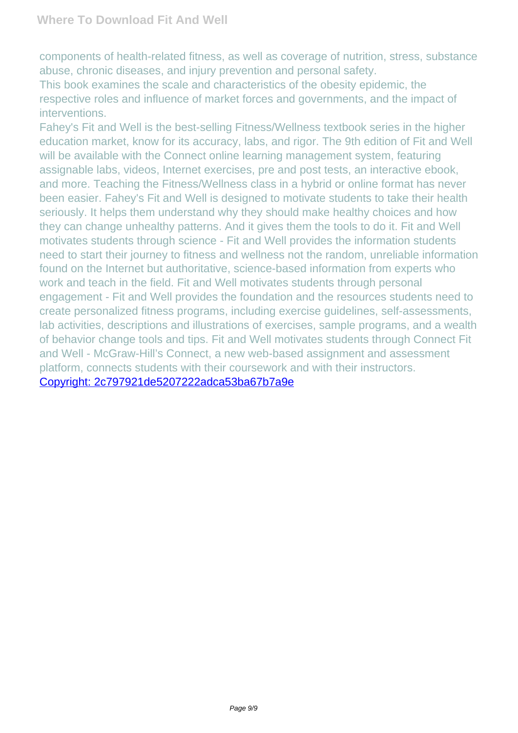components of health-related fitness, as well as coverage of nutrition, stress, substance abuse, chronic diseases, and injury prevention and personal safety.

This book examines the scale and characteristics of the obesity epidemic, the respective roles and influence of market forces and governments, and the impact of interventions.

Fahey's Fit and Well is the best-selling Fitness/Wellness textbook series in the higher education market, know for its accuracy, labs, and rigor. The 9th edition of Fit and Well will be available with the Connect online learning management system, featuring assignable labs, videos, Internet exercises, pre and post tests, an interactive ebook, and more. Teaching the Fitness/Wellness class in a hybrid or online format has never been easier. Fahey's Fit and Well is designed to motivate students to take their health seriously. It helps them understand why they should make healthy choices and how they can change unhealthy patterns. And it gives them the tools to do it. Fit and Well motivates students through science - Fit and Well provides the information students need to start their journey to fitness and wellness not the random, unreliable information found on the Internet but authoritative, science-based information from experts who work and teach in the field. Fit and Well motivates students through personal engagement - Fit and Well provides the foundation and the resources students need to create personalized fitness programs, including exercise guidelines, self-assessments, lab activities, descriptions and illustrations of exercises, sample programs, and a wealth of behavior change tools and tips. Fit and Well motivates students through Connect Fit and Well - McGraw-Hill's Connect, a new web-based assignment and assessment platform, connects students with their coursework and with their instructors.

Copyright: 2c797921de5207222adca53ba67b7a9e